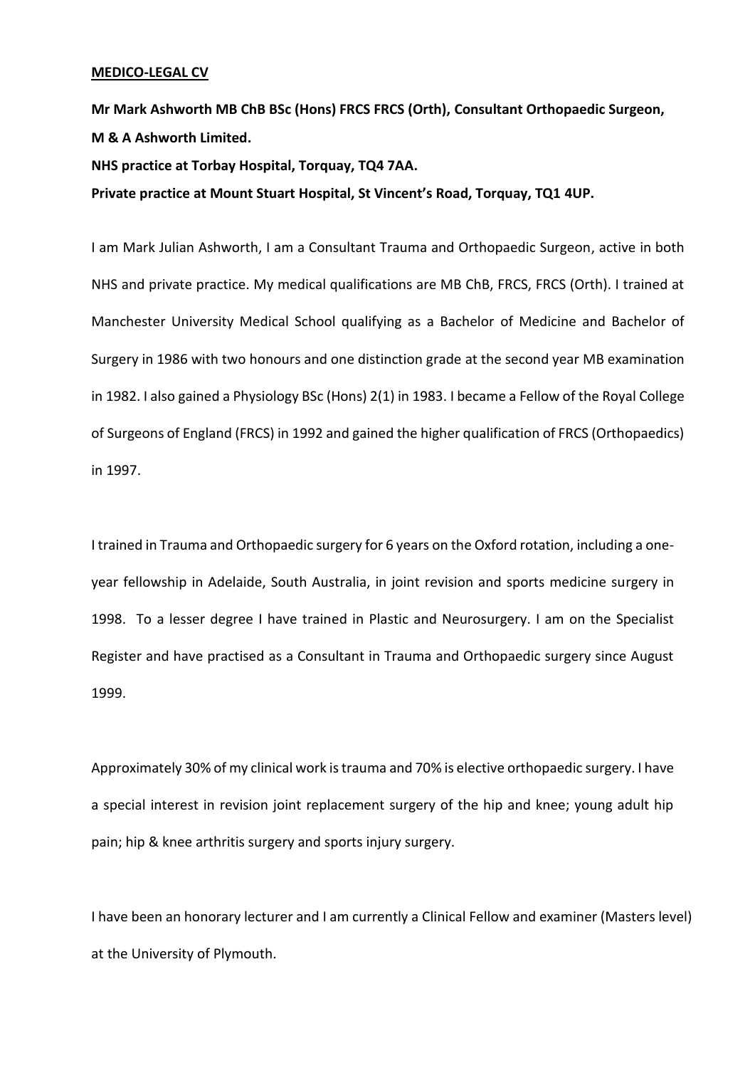**MEDICO-LEGAL CV**

**Mr Mark Ashworth MB ChB BSc (Hons) FRCS FRCS (Orth), Consultant Orthopaedic Surgeon, M & A Ashworth Limited.**

**NHS practice at Torbay Hospital, Torquay, TQ4 7AA.**

**Private practice at Mount Stuart Hospital, St Vincent's Road, Torquay, TQ1 4UP.**

I am Mark Julian Ashworth, I am a Consultant Trauma and Orthopaedic Surgeon, active in both NHS and private practice. My medical qualifications are MB ChB, FRCS, FRCS (Orth). I trained at Manchester University Medical School qualifying as a Bachelor of Medicine and Bachelor of Surgery in 1986 with two honours and one distinction grade at the second year MB examination in 1982. I also gained a Physiology BSc (Hons) 2(1) in 1983. I became a Fellow of the Royal College of Surgeons of England (FRCS) in 1992 and gained the higher qualification of FRCS (Orthopaedics) in 1997.

I trained in Trauma and Orthopaedic surgery for 6 years on the Oxford rotation, including a one-year fellowship in Adelaide, South Australia, in joint revision and sports medicine surgery in 1998. To a lesser degree I have trained in Plastic and Neurosurgery. I am on the Specialist Register and have practised as a Consultant in Trauma and Orthopaedic surgery since August 1999.

Approximately 30% of my clinical work is trauma and 70% is elective orthopaedic surgery. I have a special interest in revision joint replacement surgery of the hip and knee; young adult hip pain; hip & knee arthritis surgery and sports injury surgery.

I have been an honorary lecturer and I am currently a Clinical Fellow and examiner (Masters level) at the University of Plymouth.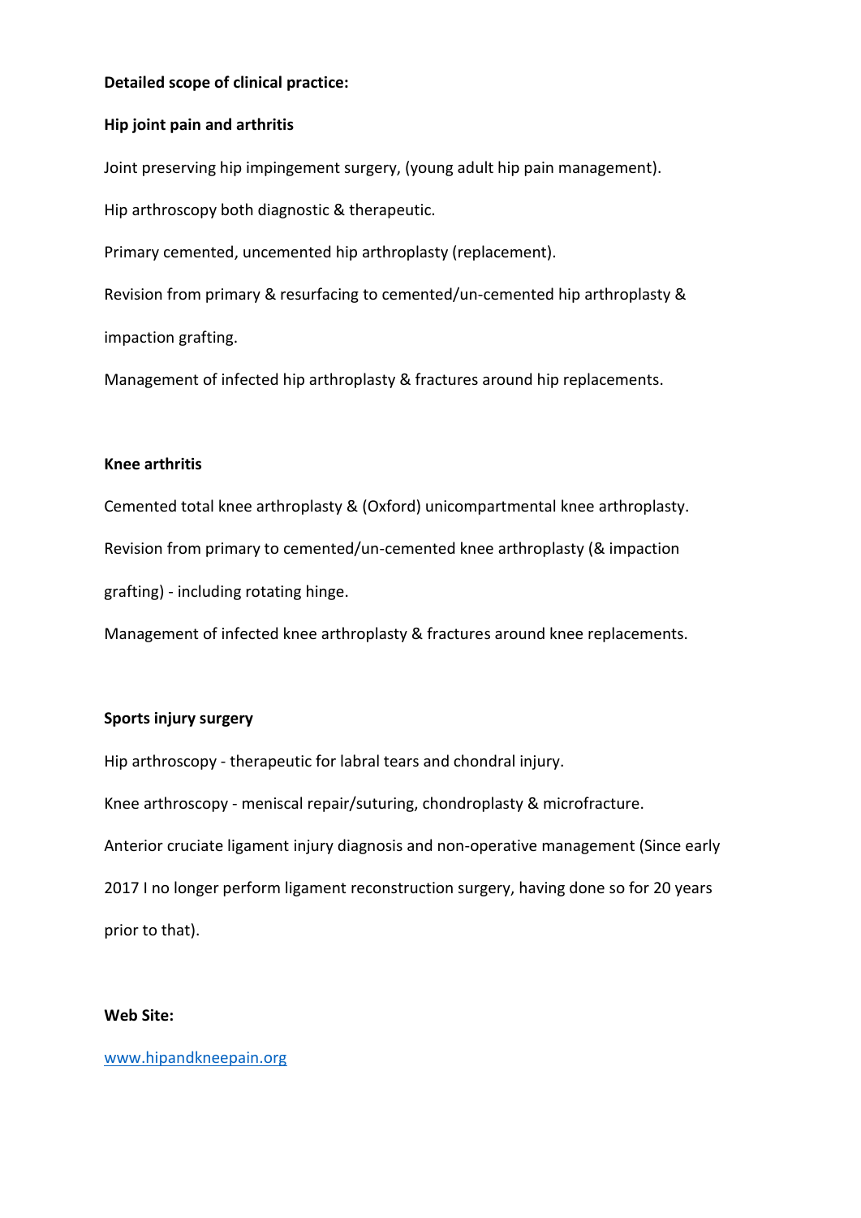**Detailed scope of clinical practice:**

**Hip joint pain and arthritis**

Joint preserving hip impingement surgery, (young adult hip pain management).

Hip arthroscopy both diagnostic & therapeutic.

Primary cemented, uncemented hip arthroplasty (replacement).

Revision from primary & resurfacing to cemented/un-cemented hip arthroplasty & impaction grafting.

Management of infected hip arthroplasty & fractures around hip replacements.

**Knee arthritis**

Cemented total knee arthroplasty & (Oxford) unicompartmental knee arthroplasty.

Revision from primary to cemented/un-cemented knee arthroplasty (& impaction grafting) - including rotating hinge.

Management of infected knee arthroplasty & fractures around knee replacements.

**Sports injury surgery**

Hip arthroscopy - therapeutic for labral tears and chondral injury.

Knee arthroscopy - meniscal repair/suturing, chondroplasty & microfracture.

Anterior cruciate ligament injury diagnosis and non-operative management (Since early 2017 I no longer perform ligament reconstruction surgery, having done so for 20 years prior to that).

**Web Site:**

[www.hipandkneepain.org](http://www.hipandkneepain.org)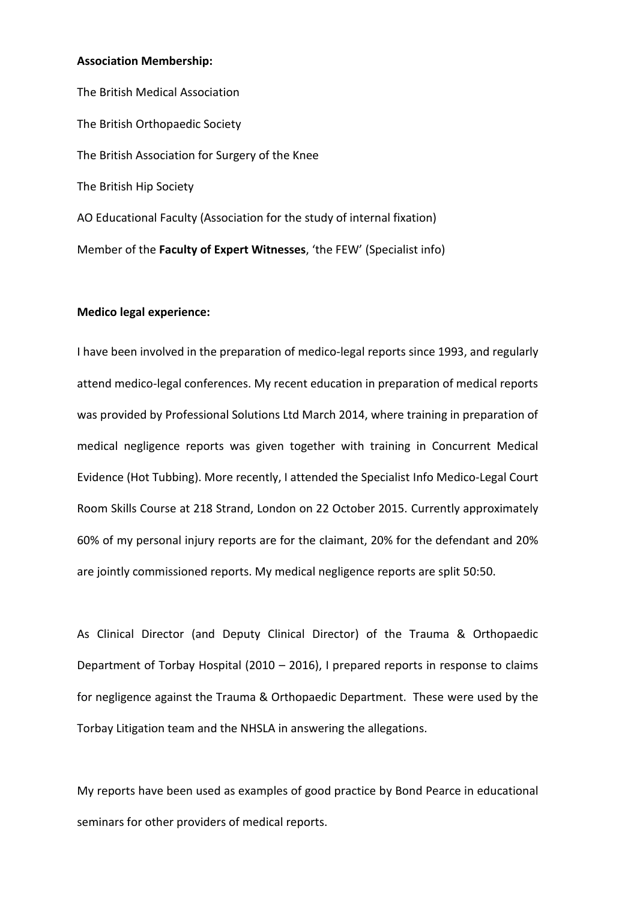**Association Membership:**

The British Medical Association

The British Orthopaedic Society

The British Association for Surgery of the Knee

The British Hip Society

AO Educational Faculty (Association for the study of internal fixation)

Member of the **Faculty of Expert Witnesses**, 'the FEW' (Specialist info)

**Medico legal experience:**

I have been involved in the preparation of medico-legal reports since 1993, and regularly attend medico-legal conferences. My recent education in preparation of medical reports was provided by Professional Solutions Ltd March 2014, where training in preparation of medical negligence reports was given together with training in Concurrent Medical Evidence (Hot Tubbing). More recently, I attended the Specialist Info Medico-Legal Court Room Skills Course at 218 Strand, London on 22 October 2015. Currently approximately 60% of my personal injury reports are for the claimant, 20% for the defendant and 20% are jointly commissioned reports. My medical negligence reports are split 50:50.

As Clinical Director (and Deputy Clinical Director) of the Trauma & Orthopaedic Department of Torbay Hospital (2010 – 2016), I prepared reports in response to claims for negligence against the Trauma & Orthopaedic Department. These were used by the Torbay Litigation team and the NHSLA in answering the allegations.

My reports have been used as examples of good practice by Bond Pearce in educational seminars for other providers of medical reports.